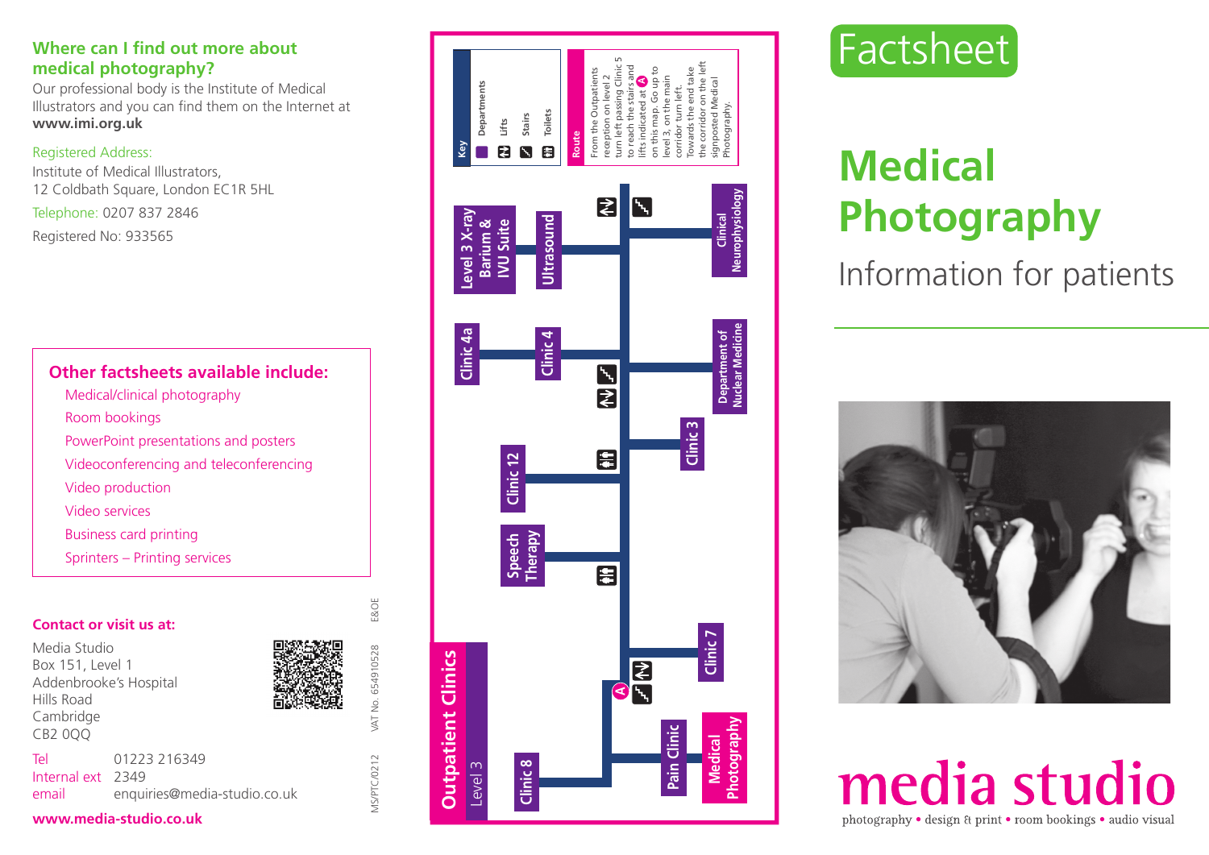## Where can I find out more about medical photography?

Our professional body is the Institute of Medical Illustrators and you can find them on the Internet at **www.imi.org.uk**

Registered Address:
Institute of Medical Illustrators,
12 Coldbath Square, London EC1R 5HL

Telephone: 0207 837 2846

Registered No: 933565

### Other factsheets available include:

- Medical/clinical photography
- Room bookings
- PowerPoint presentations and posters
- Videoconferencing and teleconferencing
- Video production
- Video services
- Business card printing
- Sprinters – Printing services

### Contact or visit us at:

Media Studio
Box 151, Level 1
Addenbrooke's Hospital
Hills Road
Cambridge
CB2 0QQ

Tel 01223 216349
Internal ext 2349
email enquiries@media-studio.co.uk

**www.media-studio.co.uk**

MS/PTC/0212 VAT No. 654910528 E&OE

## Outpatient Clinics

Level 3

**Key**

- Departments
- Lifts
- Stairs
- Toilets

**Route**

From the Outpatients reception on level 2 turn left passing Clinic 5 to reach the stairs and lifts indicated at A on this map. Go up to level 3, on the main corridor turn left. Towards the end take the corridor on the left signposted Medical Photography.

Level 3 X-ray Barium & IVU Suite · Ultrasound · Clinical Neurophysiology · Clinic 4a · Clinic 4 · Department of Nuclear Medicine · Clinic 3 · Clinic 12 · Speech Therapy · Clinic 7 · A · Clinic 8 · Pain Clinic · Medical Photography

# Factsheet

# Medical Photography

## Information for patients

media studio

photography • design & print • room bookings • audio visual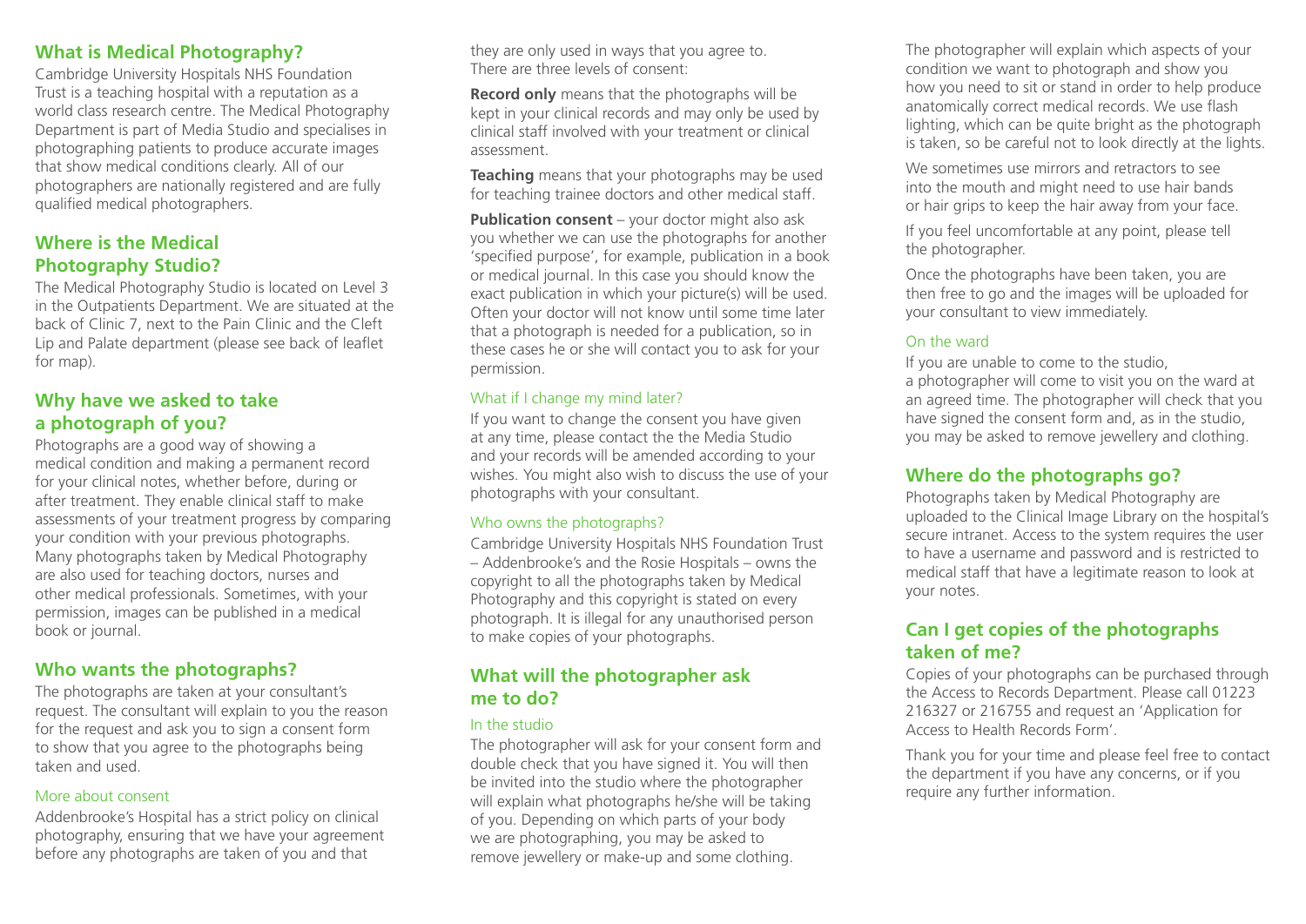## What is Medical Photography?

Cambridge University Hospitals NHS Foundation Trust is a teaching hospital with a reputation as a world class research centre. The Medical Photography Department is part of Media Studio and specialises in photographing patients to produce accurate images that show medical conditions clearly. All of our photographers are nationally registered and are fully qualified medical photographers.

## Where is the Medical Photography Studio?

The Medical Photography Studio is located on Level 3 in the Outpatients Department. We are situated at the back of Clinic 7, next to the Pain Clinic and the Cleft Lip and Palate department (please see back of leaflet for map).

## Why have we asked to take a photograph of you?

Photographs are a good way of showing a medical condition and making a permanent record for your clinical notes, whether before, during or after treatment. They enable clinical staff to make assessments of your treatment progress by comparing your condition with your previous photographs. Many photographs taken by Medical Photography are also used for teaching doctors, nurses and other medical professionals. Sometimes, with your permission, images can be published in a medical book or journal.

## Who wants the photographs?

The photographs are taken at your consultant's request. The consultant will explain to you the reason for the request and ask you to sign a consent form to show that you agree to the photographs being taken and used.

### More about consent

Addenbrooke's Hospital has a strict policy on clinical photography, ensuring that we have your agreement before any photographs are taken of you and that they are only used in ways that you agree to. There are three levels of consent:

**Record only** means that the photographs will be kept in your clinical records and may only be used by clinical staff involved with your treatment or clinical assessment.

**Teaching** means that your photographs may be used for teaching trainee doctors and other medical staff.

**Publication consent** – your doctor might also ask you whether we can use the photographs for another 'specified purpose', for example, publication in a book or medical journal. In this case you should know the exact publication in which your picture(s) will be used. Often your doctor will not know until some time later that a photograph is needed for a publication, so in these cases he or she will contact you to ask for your permission.

### What if I change my mind later?

If you want to change the consent you have given at any time, please contact the the Media Studio and your records will be amended according to your wishes. You might also wish to discuss the use of your photographs with your consultant.

### Who owns the photographs?

Cambridge University Hospitals NHS Foundation Trust – Addenbrooke's and the Rosie Hospitals – owns the copyright to all the photographs taken by Medical Photography and this copyright is stated on every photograph. It is illegal for any unauthorised person to make copies of your photographs.

## What will the photographer ask me to do?

### In the studio

The photographer will ask for your consent form and double check that you have signed it. You will then be invited into the studio where the photographer will explain what photographs he/she will be taking of you. Depending on which parts of your body we are photographing, you may be asked to remove jewellery or make-up and some clothing.

The photographer will explain which aspects of your condition we want to photograph and show you how you need to sit or stand in order to help produce anatomically correct medical records. We use flash lighting, which can be quite bright as the photograph is taken, so be careful not to look directly at the lights.

We sometimes use mirrors and retractors to see into the mouth and might need to use hair bands or hair grips to keep the hair away from your face.

If you feel uncomfortable at any point, please tell the photographer.

Once the photographs have been taken, you are then free to go and the images will be uploaded for your consultant to view immediately.

### On the ward

If you are unable to come to the studio, a photographer will come to visit you on the ward at an agreed time. The photographer will check that you have signed the consent form and, as in the studio, you may be asked to remove jewellery and clothing.

## Where do the photographs go?

Photographs taken by Medical Photography are uploaded to the Clinical Image Library on the hospital's secure intranet. Access to the system requires the user to have a username and password and is restricted to medical staff that have a legitimate reason to look at your notes.

## Can I get copies of the photographs taken of me?

Copies of your photographs can be purchased through the Access to Records Department. Please call 01223 216327 or 216755 and request an 'Application for Access to Health Records Form'.

Thank you for your time and please feel free to contact the department if you have any concerns, or if you require any further information.